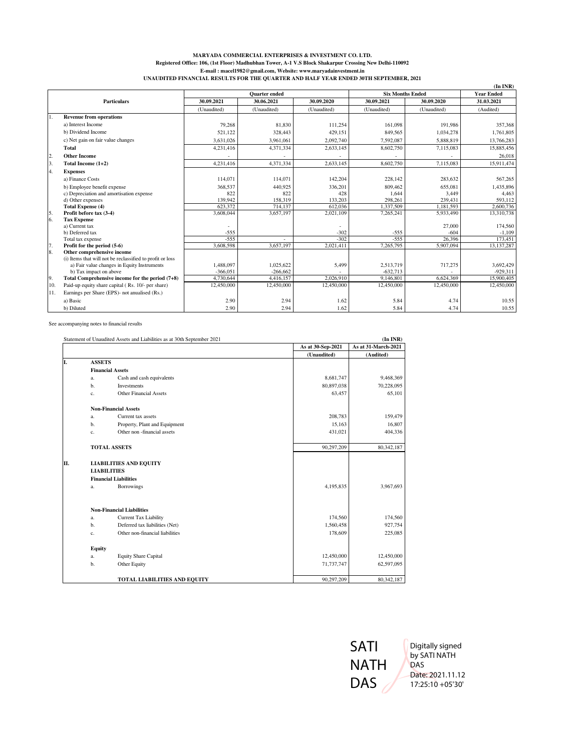**MARYADA COMMERCIAL ENTERPRISES & INVESTMENT CO. LTD.**
**Registered Office: 106, (1st Floor) Madhubhan Tower, A-1 V.S Block Shakarpur Crossing New Delhi-110092**
**E-mail : macel1982@gmail.com, Website: www.maryadainvestment.in**
**UNAUDITED FINANCIAL RESULTS FOR THE QUARTER AND HALF YEAR ENDED 30TH SEPTEMBER, 2021**

(In INR)

| | Particulars | Quarter ended | | | Six Months Ended | | Year Ended |
|---|---|---|---|---|---|---|---|
| | | 30.09.2021 | 30.06.2021 | 30.09.2020 | 30.09.2021 | 30.09.2020 | 31.03.2021 |
| | | (Unaudited) | (Unaudited) | (Unaudited) | (Unaudited) | (Unaudited) | (Audited) |
| 1. | **Revenue from operations** | | | | | | |
| | a) Interest Income | 79,268 | 81,830 | 111,254 | 161,098 | 191,986 | 357,368 |
| | b) Dividend Income | 521,122 | 328,443 | 429,151 | 849,565 | 1,034,278 | 1,761,805 |
| | c) Net gain on fair value changes | 3,631,026 | 3,961,061 | 2,092,740 | 7,592,087 | 5,888,819 | 13,766,283 |
| | **Total** | 4,231,416 | 4,371,334 | 2,633,145 | 8,602,750 | 7,115,083 | 15,885,456 |
| 2. | **Other Income** | - | - | - | - | - | 26,018 |
| 3. | **Total Income (1+2)** | 4,231,416 | 4,371,334 | 2,633,145 | 8,602,750 | 7,115,083 | 15,911,474 |
| 4. | **Expenses** | | | | | | |
| | a) Finance Costs | 114,071 | 114,071 | 142,204 | 228,142 | 283,632 | 567,265 |
| | b) Employee benefit expense | 368,537 | 440,925 | 336,201 | 809,462 | 655,081 | 1,435,896 |
| | c) Depreciation and amortisation expense | 822 | 822 | 428 | 1,644 | 3,449 | 4,463 |
| | d) Other expenses | 139,942 | 158,319 | 133,203 | 298,261 | 239,431 | 593,112 |
| | **Total Expense (4)** | 623,372 | 714,137 | 612,036 | 1,337,509 | 1,181,593 | 2,600,736 |
| 5. | **Profit before tax (3-4)** | 3,608,044 | 3,657,197 | 2,021,109 | 7,265,241 | 5,933,490 | 13,310,738 |
| 6. | **Tax Expense** | | | | | | |
| | a) Current tax | - | | - | | 27,000 | 174,560 |
| | b) Deferred tax | -555 | | -302 | -555 | -604 | -1,109 |
| | Total tax expense | -555 | - | -302 | -555 | 26,396 | 173,451 |
| 7. | **Profit for the period (5-6)** | 3,608,598 | 3,657,197 | 2,021,411 | 7,265,795 | 5,907,094 | 13,137,287 |
| 8. | **Other comprehensive income** | | | | | | |
| | (i) Items that will not be reclassified to profit or loss | | | | | | |
| | a) Fair value changes in Equity Instruments | 1,488,097 | 1,025,622 | 5,499 | 2,513,719 | 717,275 | 3,692,429 |
| | b) Tax impact on above | -366,051 | -266,662 | - | -632,713 | - | -929,311 |
| 9. | **Total Comprehensive income for the period (7+8)** | 4,730,644 | 4,416,157 | 2,026,910 | 9,146,801 | 6,624,369 | 15,900,405 |
| 10. | Paid-up equity share capital ( Rs. 10/- per share) | 12,450,000 | 12,450,000 | 12,450,000 | 12,450,000 | 12,450,000 | 12,450,000 |
| 11. | Earnings per Share (EPS)- not anualised (Rs.) | | | | | | |
| | a) Basic | 2.90 | 2.94 | 1.62 | 5.84 | 4.74 | 10.55 |
| | b) Diluted | 2.90 | 2.94 | 1.62 | 5.84 | 4.74 | 10.55 |

See accompanying notes to financial results

Statement of Unaudited Assets and Liabilities as at 30th September 2021

(In INR)

| | | | As at 30-Sep-2021 | As at 31-March-2021 |
|---|---|---|---|---|
| | | | (Unaudited) | (Audited) |
| I. | **ASSETS** | | | |
| | **Financial Assets** | | | |
| | a. | Cash and cash equivalents | 8,681,747 | 9,468,369 |
| | b. | Investments | 80,897,038 | 70,228,095 |
| | c. | Other Financial Assets | 63,457 | 65,101 |
| | **Non-Financial Assets** | | | |
| | a. | Current tax assets | 208,783 | 159,479 |
| | b. | Property, Plant and Equipment | 15,163 | 16,807 |
| | c. | Other non -financial assets | 431,021 | 404,336 |
| | **TOTAL ASSETS** | | 90,297,209 | 80,342,187 |
| II. | **LIABILITIES AND EQUITY** | | | |
| | **LIABILITIES** | | | |
| | **Financial Liabilities** | | | |
| | a. | Borrowings | 4,195,835 | 3,967,693 |
| | **Non-Financial Liabilities** | | | |
| | a. | Current Tax Liability | 174,560 | 174,560 |
| | b. | Deferred tax liabilities (Net) | 1,560,458 | 927,754 |
| | c. | Other non-financial liabilities | 178,609 | 225,085 |
| | **Equity** | | | |
| | a. | Equity Share Capital | 12,450,000 | 12,450,000 |
| | b. | Other Equity | 71,737,747 | 62,597,095 |
| | | **TOTAL LIABILITIES AND EQUITY** | 90,297,209 | 80,342,187 |

SATI NATH DAS

Digitally signed by SATI NATH DAS
Date: 2021.11.12 17:25:10 +05'30'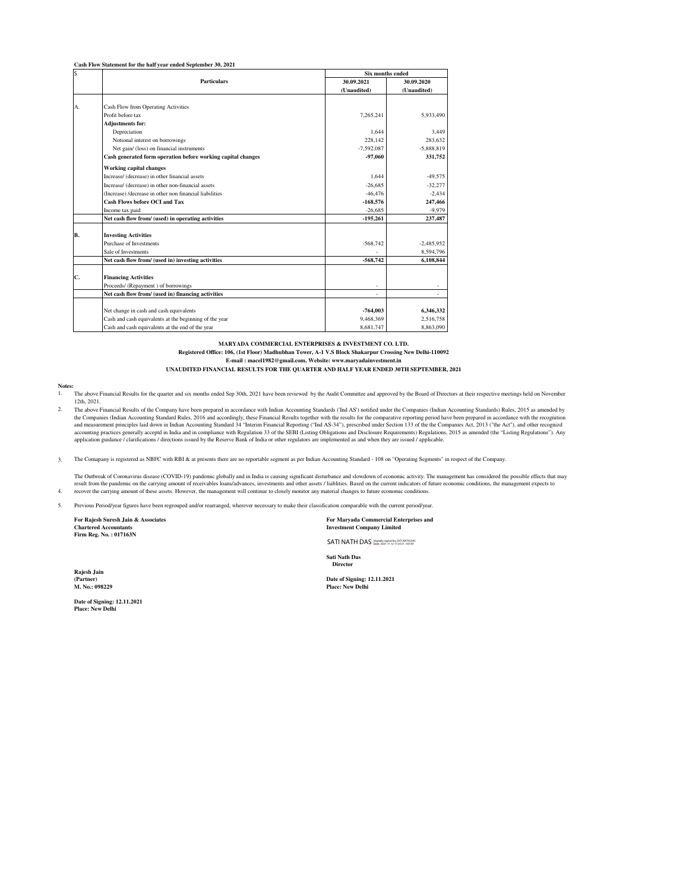**Cash Flow Statement for the half year ended September 30, 2021**

| S | Particulars | Six months ended | |
|---|---|---|---|
| | | 30.09.2021 (Unaudited) | 30.09.2020 (Unaudited) |
| A. | Cash Flow from Operating Activities | | |
| | Profit before tax | 7,265,241 | 5,933,490 |
| | **Adjustments for:** | | |
| | Depreciation | 1,644 | 3,449 |
| | Notional interest on borrowings | 228,142 | 283,632 |
| | Net gain/ (loss) on financial instruments | -7,592,087 | -5,888,819 |
| | **Cash generated form operation before working capital changes** | **-97,060** | **331,752** |
| | **Working capital changes** | | |
| | Increase/ (decrease) in other financial assets | 1,644 | -49,575 |
| | Increase/ (decrease) in other non-financial assets | -26,685 | -32,277 |
| | (Increase) /decrease in other non financial liabilities | -46,476 | -2,434 |
| | **Cash Flows before OCI and Tax** | **-168,576** | **247,466** |
| | Income tax paid | -26,685 | -9,979 |
| | **Net cash flow from/ (used) in operating activities** | **-195,261** | **237,487** |
| **B.** | **Investing Activities** | | |
| | Purchase of Investments | -568,742 | -2,485,952 |
| | Sale of Investments | - | 8,594,796 |
| | **Net cash flow from/ (used in) investing activities** | **-568,742** | **6,108,844** |
| **C.** | **Financing Activities** | | |
| | Proceeds/ (Repayment ) of borrowings | - | - |
| | **Net cash flow from/ (used in) financing activities** | - | - |
| | Net change in cash and cash equivalents | **-764,003** | **6,346,332** |
| | Cash and cash equivalents at the beginning of the year | 9,468,369 | 2,516,758 |
| | Cash and cash equivalents at the end of the year | 8,681,747 | 8,863,090 |

**MARYADA COMMERCIAL ENTERPRISES & INVESTMENT CO. LTD.**

**Registered Office: 106, (1st Floor) Madhubhan Tower, A-1 V.S Block Shakarpur Crossing New Delhi-110092**

**E-mail : macel1982@gmail.com, Website: www.maryadainvestment.in**

**UNAUDITED FINANCIAL RESULTS FOR THE QUARTER AND HALF YEAR ENDED 30TH SEPTEMBER, 2021**

**Notes:**

1. The above Financial Results for the quarter and six months ended Sep 30th, 2021 have been reviewed by the Audit Committee and approved by the Board of Directors at their respective meetings held on November 12th, 2021.
2. The above Financial Results of the Company have been prepared in accordance with Indian Accounting Standards ('Ind AS') notified under the Companies (Indian Accounting Standards) Rules, 2015 as amended by the Companies (Indian Accounting Standard Rules, 2016 and accordingly, these Financial Results together with the results for the comparative reporting period have been prepared in accordance with the recognition and measurement principles laid down in Indian Accounting Standard 34 "Interim Financial Reporting ("Ind AS-34"), prescribed under Section 133 of the the Companies Act, 2013 ("the Act"), and other recognizd accounting practices generally acceptd in India and in compliance with Regulation 33 of the SEBI (Listing Obligations and Disclosure Requirements) Regulations, 2015 as amended (the "Listing Regulations"). Any application guidance / clarifications / directions issued by the Reserve Bank of India or other regulators are implemented as and when they are issued / applicable.
3. The Comapany is registered as NBFC with RBI & at presents there are no reportable segment as per Indian Accounting Standard - 108 on "Operating Segments" in respect of the Company.
4. The Outbreak of Coronavirus disease (COVID-19) pandemic globally and in India is causing significant disturbance and slowdown of economic activity. The management has considered the possible effects that may result from the pandemic on the carrying amount of receivables loans/advances, investments and other assets / liablities. Based on the current indicators of future economic conditions, the management expects to recover the carrying amount of these assets. However, the management will continue to closely monitor any material changes to future economic conditions.
5. Previous Period/year figures have been regrouped and/or rearranged, wherever necessary to make their classification comparable with the current period/year.

**For Rajesh Suresh Jain & Associates**
**Chartered Accountants**
**Firm Reg. No. : 017163N**

**Rajesh Jain**
**(Partner)**
**M. No.: 098229**

**Date of Signing: 12.11.2021**
**Place: New Delhi**

**For Maryada Commercial Enterprises and Investment Company Limited**

SATI NATH DAS Digitally signed by SATI NATH DAS Date: 2021.11.12 17:25:51 +05'30'

**Sati Nath Das**
**Director**

**Date of Signing: 12.11.2021**
**Place: New Delhi**